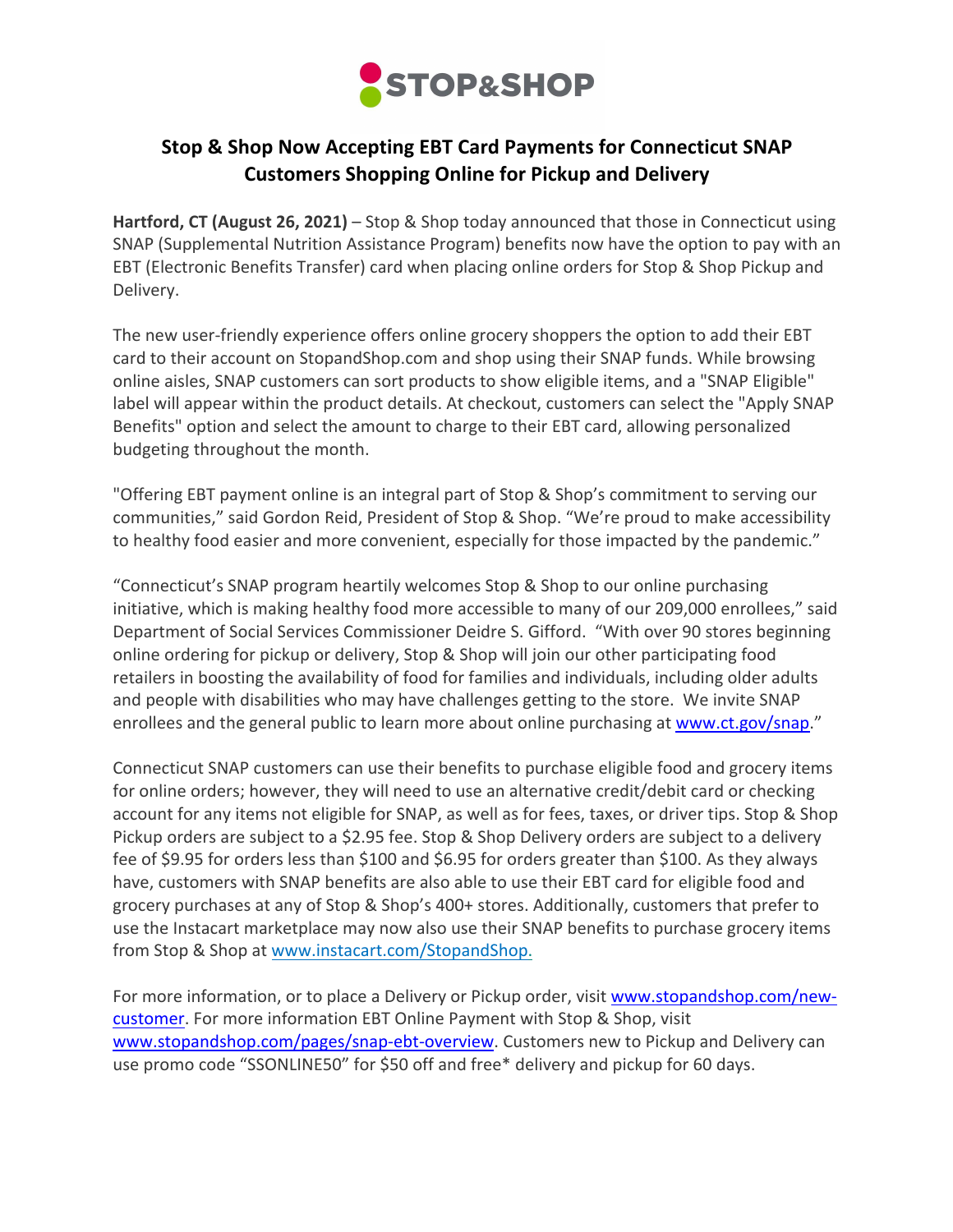# Stop & Shop Now Accepting EBT Card Payments for Connecticut SNAP Customers Shopping Online for Pickup and Delivery

**Hartford, CT (August 26, 2021)** – Stop & Shop today announced that those in Connecticut using SNAP (Supplemental Nutrition Assistance Program) benefits now have the option to pay with an EBT (Electronic Benefits Transfer) card when placing online orders for Stop & Shop Pickup and Delivery.

The new user-friendly experience offers online grocery shoppers the option to add their EBT card to their account on StopandShop.com and shop using their SNAP funds. While browsing online aisles, SNAP customers can sort products to show eligible items, and a "SNAP Eligible" label will appear within the product details. At checkout, customers can select the "Apply SNAP Benefits" option and select the amount to charge to their EBT card, allowing personalized budgeting throughout the month.

"Offering EBT payment online is an integral part of Stop & Shop's commitment to serving our communities," said Gordon Reid, President of Stop & Shop. "We're proud to make accessibility to healthy food easier and more convenient, especially for those impacted by the pandemic."

"Connecticut's SNAP program heartily welcomes Stop & Shop to our online purchasing initiative, which is making healthy food more accessible to many of our 209,000 enrollees," said Department of Social Services Commissioner Deidre S. Gifford. "With over 90 stores beginning online ordering for pickup or delivery, Stop & Shop will join our other participating food retailers in boosting the availability of food for families and individuals, including older adults and people with disabilities who may have challenges getting to the store. We invite SNAP enrollees and the general public to learn more about online purchasing at [www.ct.gov/snap](www.ct.gov/snap)."

Connecticut SNAP customers can use their benefits to purchase eligible food and grocery items for online orders; however, they will need to use an alternative credit/debit card or checking account for any items not eligible for SNAP, as well as for fees, taxes, or driver tips. Stop & Shop Pickup orders are subject to a $2.95 fee. Stop & Shop Delivery orders are subject to a delivery fee of $9.95 for orders less than $100 and $6.95 for orders greater than $100. As they always have, customers with SNAP benefits are also able to use their EBT card for eligible food and grocery purchases at any of Stop & Shop's 400+ stores. Additionally, customers that prefer to use the Instacart marketplace may now also use their SNAP benefits to purchase grocery items from Stop & Shop at [www.instacart.com/StopandShop.](www.instacart.com/StopandShop)

For more information, or to place a Delivery or Pickup order, visit [www.stopandshop.com/new-customer](www.stopandshop.com/new-customer). For more information EBT Online Payment with Stop & Shop, visit [www.stopandshop.com/pages/snap-ebt-overview](www.stopandshop.com/pages/snap-ebt-overview). Customers new to Pickup and Delivery can use promo code "SSONLINE50" for $50 off and free* delivery and pickup for 60 days.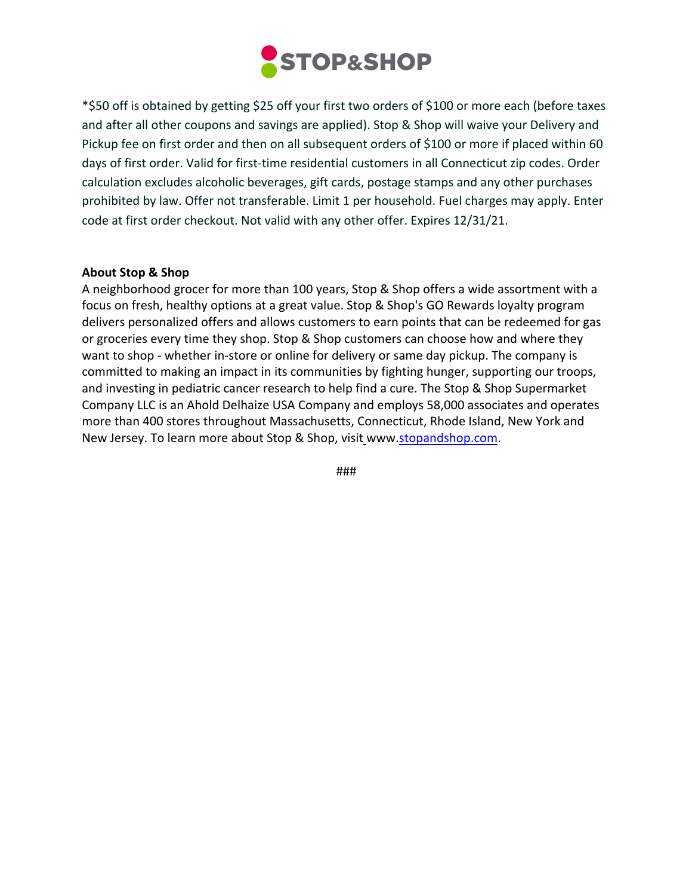*$50 off is obtained by getting $25 off your first two orders of $100 or more each (before taxes and after all other coupons and savings are applied). Stop & Shop will waive your Delivery and Pickup fee on first order and then on all subsequent orders of $100 or more if placed within 60 days of first order. Valid for first-time residential customers in all Connecticut zip codes. Order calculation excludes alcoholic beverages, gift cards, postage stamps and any other purchases prohibited by law. Offer not transferable. Limit 1 per household. Fuel charges may apply. Enter code at first order checkout. Not valid with any other offer. Expires 12/31/21.

**About Stop & Shop**

A neighborhood grocer for more than 100 years, Stop & Shop offers a wide assortment with a focus on fresh, healthy options at a great value. Stop & Shop's GO Rewards loyalty program delivers personalized offers and allows customers to earn points that can be redeemed for gas or groceries every time they shop. Stop & Shop customers can choose how and where they want to shop - whether in-store or online for delivery or same day pickup. The company is committed to making an impact in its communities by fighting hunger, supporting our troops, and investing in pediatric cancer research to help find a cure. The Stop & Shop Supermarket Company LLC is an Ahold Delhaize USA Company and employs 58,000 associates and operates more than 400 stores throughout Massachusetts, Connecticut, Rhode Island, New York and New Jersey. To learn more about Stop & Shop, visit www.stopandshop.com.

###